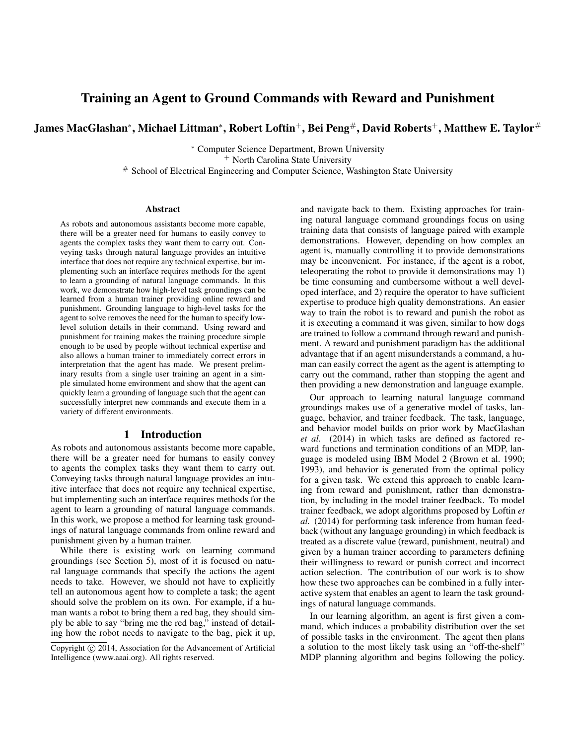# Training an Agent to Ground Commands with Reward and Punishment

**James MacGlashan[*], Michael Littman[*], Robert Loftin[+], Bei Peng[#], David Roberts[+], Matthew E. Taylor[#]**

[*] Computer Science Department, Brown University
[+] North Carolina State University
[#] School of Electrical Engineering and Computer Science, Washington State University

### Abstract

As robots and autonomous assistants become more capable, there will be a greater need for humans to easily convey to agents the complex tasks they want them to carry out. Conveying tasks through natural language provides an intuitive interface that does not require any technical expertise, but implementing such an interface requires methods for the agent to learn a grounding of natural language commands. In this work, we demonstrate how high-level task groundings can be learned from a human trainer providing online reward and punishment. Grounding language to high-level tasks for the agent to solve removes the need for the human to specify low-level solution details in their command. Using reward and punishment for training makes the training procedure simple enough to be used by people without technical expertise and also allows a human trainer to immediately correct errors in interpretation that the agent has made. We present preliminary results from a single user training an agent in a simple simulated home environment and show that the agent can quickly learn a grounding of language such that the agent can successfully interpret new commands and execute them in a variety of different environments.

## 1 Introduction

As robots and autonomous assistants become more capable, there will be a greater need for humans to easily convey to agents the complex tasks they want them to carry out. Conveying tasks through natural language provides an intuitive interface that does not require any technical expertise, but implementing such an interface requires methods for the agent to learn a grounding of natural language commands. In this work, we propose a method for learning task groundings of natural language commands from online reward and punishment given by a human trainer.

While there is existing work on learning command groundings (see Section 5), most of it is focused on natural language commands that specify the actions the agent needs to take. However, we should not have to explicitly tell an autonomous agent how to complete a task; the agent should solve the problem on its own. For example, if a human wants a robot to bring them a red bag, they should simply be able to say "bring me the red bag," instead of detailing how the robot needs to navigate to the bag, pick it up, and navigate back to them. Existing approaches for training natural language command groundings focus on using training data that consists of language paired with example demonstrations. However, depending on how complex an agent is, manually controlling it to provide demonstrations may be inconvenient. For instance, if the agent is a robot, teleoperating the robot to provide it demonstrations may 1) be time consuming and cumbersome without a well developed interface, and 2) require the operator to have sufficient expertise to produce high quality demonstrations. An easier way to train the robot is to reward and punish the robot as it is executing a command it was given, similar to how dogs are trained to follow a command through reward and punishment. A reward and punishment paradigm has the additional advantage that if an agent misunderstands a command, a human can easily correct the agent as the agent is attempting to carry out the command, rather than stopping the agent and then providing a new demonstration and language example.

Our approach to learning natural language command groundings makes use of a generative model of tasks, language, behavior, and trainer feedback. The task, language, and behavior model builds on prior work by MacGlashan *et al.* (2014) in which tasks are defined as factored reward functions and termination conditions of an MDP, language is modeled using IBM Model 2 (Brown et al. 1990; 1993), and behavior is generated from the optimal policy for a given task. We extend this approach to enable learning from reward and punishment, rather than demonstration, by including in the model trainer feedback. To model trainer feedback, we adopt algorithms proposed by Loftin *et al.* (2014) for performing task inference from human feedback (without any language grounding) in which feedback is treated as a discrete value (reward, punishment, neutral) and given by a human trainer according to parameters defining their willingness to reward or punish correct and incorrect action selection. The contribution of our work is to show how these two approaches can be combined in a fully interactive system that enables an agent to learn the task groundings of natural language commands.

In our learning algorithm, an agent is first given a command, which induces a probability distribution over the set of possible tasks in the environment. The agent then plans a solution to the most likely task using an "off-the-shelf" MDP planning algorithm and begins following the policy.

Copyright © 2014, Association for the Advancement of Artificial Intelligence (www.aaai.org). All rights reserved.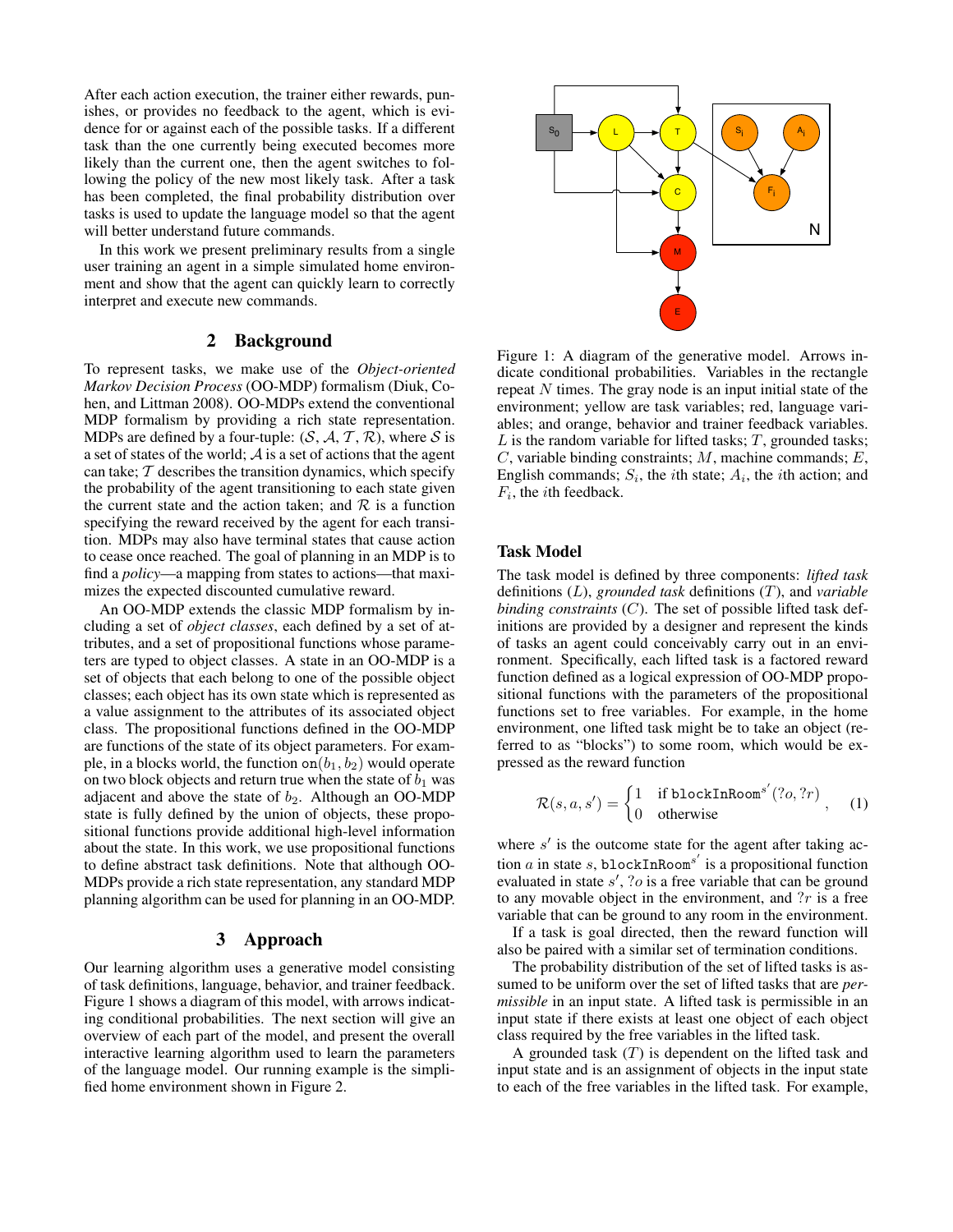After each action execution, the trainer either rewards, punishes, or provides no feedback to the agent, which is evidence for or against each of the possible tasks. If a different task than the one currently being executed becomes more likely than the current one, then the agent switches to following the policy of the new most likely task. After a task has been completed, the final probability distribution over tasks is used to update the language model so that the agent will better understand future commands.

In this work we present preliminary results from a single user training an agent in a simple simulated home environment and show that the agent can quickly learn to correctly interpret and execute new commands.

## 2 Background

To represent tasks, we make use of the *Object-oriented Markov Decision Process* (OO-MDP) formalism (Diuk, Cohen, and Littman 2008). OO-MDPs extend the conventional MDP formalism by providing a rich state representation. MDPs are defined by a four-tuple: $(\mathcal{S}, \mathcal{A}, \mathcal{T}, \mathcal{R})$, where $\mathcal{S}$ is a set of states of the world; $\mathcal{A}$ is a set of actions that the agent can take; $\mathcal{T}$ describes the transition dynamics, which specify the probability of the agent transitioning to each state given the current state and the action taken; and $\mathcal{R}$ is a function specifying the reward received by the agent for each transition. MDPs may also have terminal states that cause action to cease once reached. The goal of planning in an MDP is to find a *policy*—a mapping from states to actions—that maximizes the expected discounted cumulative reward.

An OO-MDP extends the classic MDP formalism by including a set of *object classes*, each defined by a set of attributes, and a set of propositional functions whose parameters are typed to object classes. A state in an OO-MDP is a set of objects that each belong to one of the possible object classes; each object has its own state which is represented as a value assignment to the attributes of its associated object class. The propositional functions defined in the OO-MDP are functions of the state of its object parameters. For example, in a blocks world, the function $\text{on}(b_1, b_2)$ would operate on two block objects and return true when the state of $b_1$ was adjacent and above the state of $b_2$. Although an OO-MDP state is fully defined by the union of objects, these propositional functions provide additional high-level information about the state. In this work, we use propositional functions to define abstract task definitions. Note that although OO-MDPs provide a rich state representation, any standard MDP planning algorithm can be used for planning in an OO-MDP.

## 3 Approach

Our learning algorithm uses a generative model consisting of task definitions, language, behavior, and trainer feedback. Figure 1 shows a diagram of this model, with arrows indicating conditional probabilities. The next section will give an overview of each part of the model, and present the overall interactive learning algorithm used to learn the parameters of the language model. Our running example is the simplified home environment shown in Figure 2.

Figure 1: A diagram of the generative model. Arrows indicate conditional probabilities. Variables in the rectangle repeat $N$ times. The gray node is an input initial state of the environment; yellow are task variables; red, language variables; and orange, behavior and trainer feedback variables. $L$ is the random variable for lifted tasks; $T$, grounded tasks; $C$, variable binding constraints; $M$, machine commands; $E$, English commands; $S_i$, the $i$th state; $A_i$, the $i$th action; and $F_i$, the $i$th feedback.

### Task Model

The task model is defined by three components: *lifted task* definitions ($L$), *grounded task* definitions ($T$), and *variable binding constraints* ($C$). The set of possible lifted task definitions are provided by a designer and represent the kinds of tasks an agent could conceivably carry out in an environment. Specifically, each lifted task is a factored reward function defined as a logical expression of OO-MDP propositional functions with the parameters of the propositional functions set to free variables. For example, in the home environment, one lifted task might be to take an object (referred to as "blocks") to some room, which would be expressed as the reward function

$$\mathcal{R}(s, a, s') = \begin{cases} 1 & \text{if } \texttt{blockInRoom}^{s'}(?o, ?r) \\ 0 & \text{otherwise} \end{cases}, \quad (1)$$

where $s'$ is the outcome state for the agent after taking action $a$ in state $s$, $\texttt{blockInRoom}^{s'}$ is a propositional function evaluated in state $s'$, $?o$ is a free variable that can be ground to any movable object in the environment, and $?r$ is a free variable that can be ground to any room in the environment.

If a task is goal directed, then the reward function will also be paired with a similar set of termination conditions.

The probability distribution of the set of lifted tasks is assumed to be uniform over the set of lifted tasks that are *permissible* in an input state. A lifted task is permissible in an input state if there exists at least one object of each object class required by the free variables in the lifted task.

A grounded task ($T$) is dependent on the lifted task and input state and is an assignment of objects in the input state to each of the free variables in the lifted task. For example,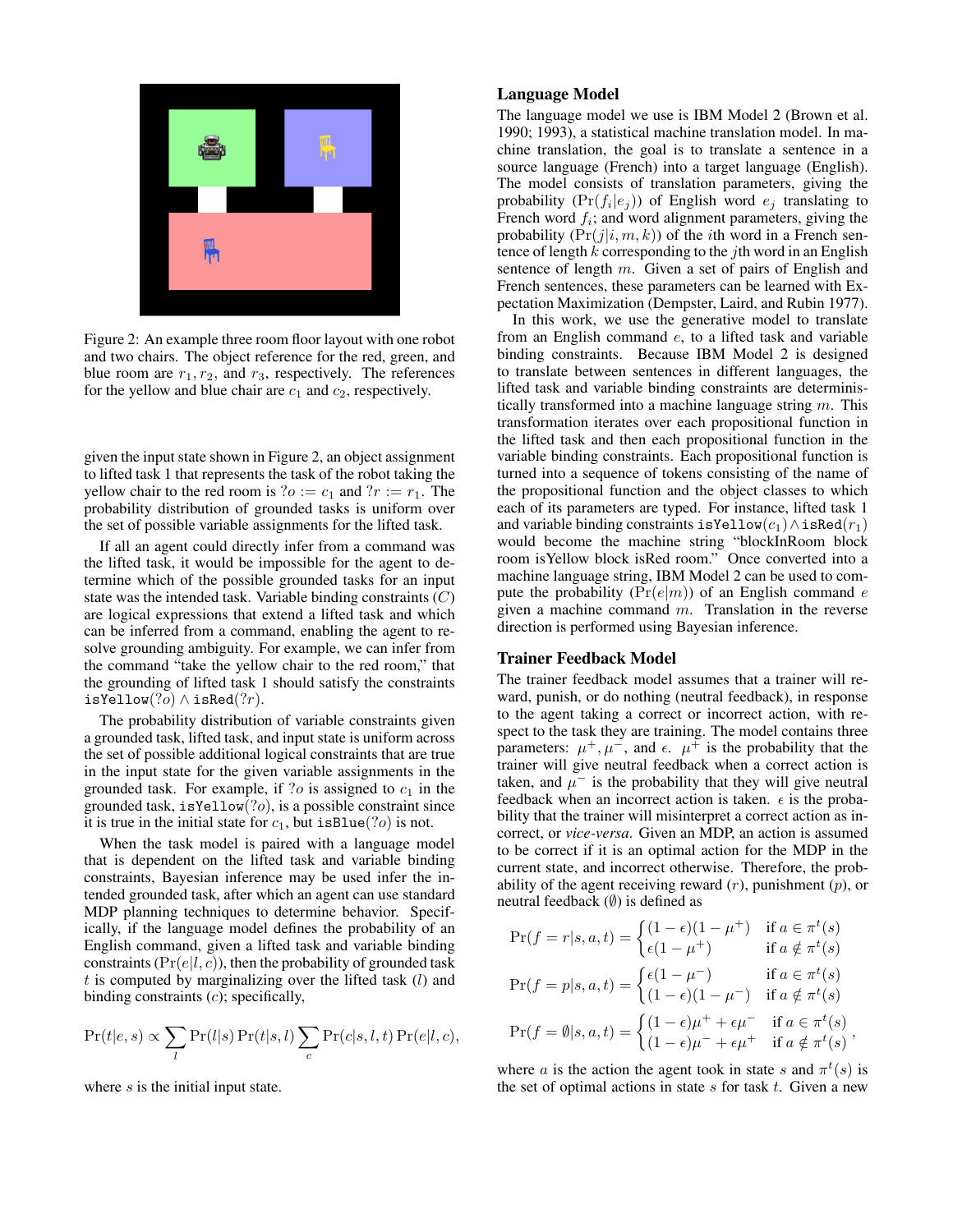Figure 2: An example three room floor layout with one robot and two chairs. The object reference for the red, green, and blue room are $r_1, r_2$, and $r_3$, respectively. The references for the yellow and blue chair are $c_1$ and $c_2$, respectively.

given the input state shown in Figure 2, an object assignment to lifted task 1 that represents the task of the robot taking the yellow chair to the red room is $?o := c_1$ and $?r := r_1$. The probability distribution of grounded tasks is uniform over the set of possible variable assignments for the lifted task.

If all an agent could directly infer from a command was the lifted task, it would be impossible for the agent to determine which of the possible grounded tasks for an input state was the intended task. Variable binding constraints ($C$) are logical expressions that extend a lifted task and which can be inferred from a command, enabling the agent to resolve grounding ambiguity. For example, we can infer from the command "take the yellow chair to the red room," that the grounding of lifted task 1 should satisfy the constraints $\texttt{isYellow}(?o) \wedge \texttt{isRed}(?r)$.

The probability distribution of variable constraints given a grounded task, lifted task, and input state is uniform across the set of possible additional logical constraints that are true in the input state for the given variable assignments in the grounded task. For example, if $?o$ is assigned to $c_1$ in the grounded task, $\texttt{isYellow}(?o)$, is a possible constraint since it is true in the initial state for $c_1$, but $\texttt{isBlue}(?o)$ is not.

When the task model is paired with a language model that is dependent on the lifted task and variable binding constraints, Bayesian inference may be used infer the intended grounded task, after which an agent can use standard MDP planning techniques to determine behavior. Specifically, if the language model defines the probability of an English command, given a lifted task and variable binding constraints ($\Pr(e|l, c)$), then the probability of grounded task $t$ is computed by marginalizing over the lifted task ($l$) and binding constraints ($c$); specifically,

$$\Pr(t|e, s) \propto \sum_{l} \Pr(l|s) \Pr(t|s, l) \sum_{c} \Pr(c|s, l, t) \Pr(e|l, c),$$

where $s$ is the initial input state.

## Language Model

The language model we use is IBM Model 2 (Brown et al. 1990; 1993), a statistical machine translation model. In machine translation, the goal is to translate a sentence in a source language (French) into a target language (English). The model consists of translation parameters, giving the probability ($\Pr(f_i|e_j)$) of English word $e_j$ translating to French word $f_i$; and word alignment parameters, giving the probability ($\Pr(j|i, m, k)$) of the $i$th word in a French sentence of length $k$ corresponding to the $j$th word in an English sentence of length $m$. Given a set of pairs of English and French sentences, these parameters can be learned with Expectation Maximization (Dempster, Laird, and Rubin 1977).

In this work, we use the generative model to translate from an English command $e$, to a lifted task and variable binding constraints. Because IBM Model 2 is designed to translate between sentences in different languages, the lifted task and variable binding constraints are deterministically transformed into a machine language string $m$. This transformation iterates over each propositional function in the lifted task and then each propositional function in the variable binding constraints. Each propositional function is turned into a sequence of tokens consisting of the name of the propositional function and the object classes to which each of its parameters are typed. For instance, lifted task 1 and variable binding constraints $\texttt{isYellow}(c_1) \wedge \texttt{isRed}(r_1)$ would become the machine string "blockInRoom block room isYellow block isRed room." Once converted into a machine language string, IBM Model 2 can be used to compute the probability ($\Pr(e|m)$) of an English command $e$ given a machine command $m$. Translation in the reverse direction is performed using Bayesian inference.

## Trainer Feedback Model

The trainer feedback model assumes that a trainer will reward, punish, or do nothing (neutral feedback), in response to the agent taking a correct or incorrect action, with respect to the task they are training. The model contains three parameters: $\mu^+, \mu^-$, and $\epsilon$. $\mu^+$ is the probability that the trainer will give neutral feedback when a correct action is taken, and $\mu^-$ is the probability that they will give neutral feedback when an incorrect action is taken. $\epsilon$ is the probability that the trainer will misinterpret a correct action as incorrect, or *vice-versa*. Given an MDP, an action is assumed to be correct if it is an optimal action for the MDP in the current state, and incorrect otherwise. Therefore, the probability of the agent receiving reward ($r$), punishment ($p$), or neutral feedback ($\emptyset$) is defined as

$$\Pr(f = r|s, a, t) = \begin{cases} (1-\epsilon)(1-\mu^+) & \text{if } a \in \pi^t(s) \\ \epsilon(1-\mu^+) & \text{if } a \notin \pi^t(s) \end{cases}$$

$$\Pr(f = p|s, a, t) = \begin{cases} \epsilon(1-\mu^-) & \text{if } a \in \pi^t(s) \\ (1-\epsilon)(1-\mu^-) & \text{if } a \notin \pi^t(s) \end{cases}$$

$$\Pr(f = \emptyset|s, a, t) = \begin{cases} (1-\epsilon)\mu^+ + \epsilon\mu^- & \text{if } a \in \pi^t(s) \\ (1-\epsilon)\mu^- + \epsilon\mu^+ & \text{if } a \notin \pi^t(s) \end{cases},$$

where $a$ is the action the agent took in state $s$ and $\pi^t(s)$ is the set of optimal actions in state $s$ for task $t$. Given a new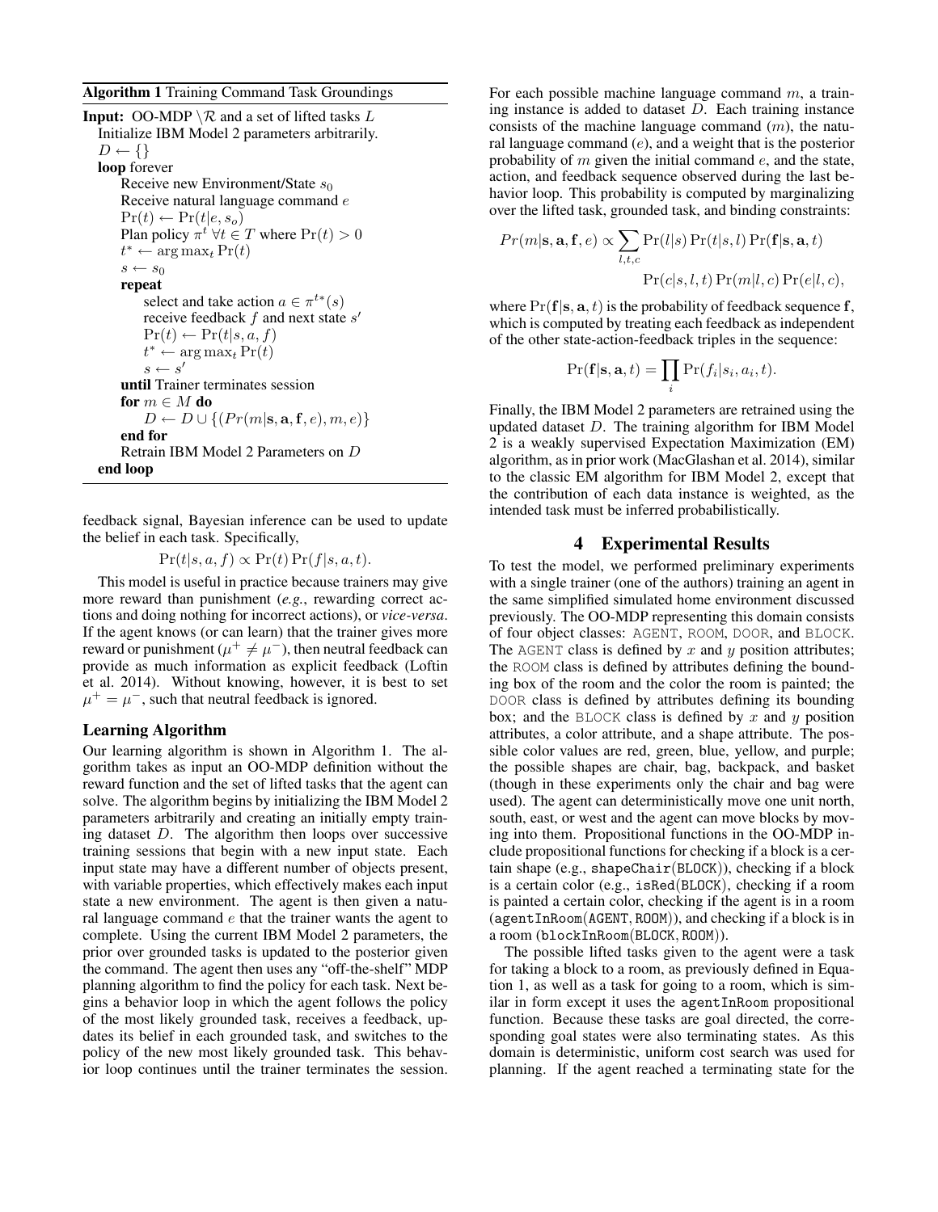**Algorithm 1** Training Command Task Groundings

```
Input: OO-MDP \R and a set of lifted tasks L
  Initialize IBM Model 2 parameters arbitrarily.
  D ← {}
  loop forever
    Receive new Environment/State s_0
    Receive natural language command e
    Pr(t) ← Pr(t|e, s_o)
    Plan policy π^t ∀t ∈ T where Pr(t) > 0
    t* ← argmax_t Pr(t)
    s ← s_0
    repeat
      select and take action a ∈ π^{t*}(s)
      receive feedback f and next state s'
      Pr(t) ← Pr(t|s, a, f)
      t* ← argmax_t Pr(t)
      s ← s'
    until Trainer terminates session
    for m ∈ M do
      D ← D ∪ {(Pr(m|s, a, f, e), m, e)}
    end for
    Retrain IBM Model 2 Parameters on D
  end loop
```

feedback signal, Bayesian inference can be used to update the belief in each task. Specifically,

$$\Pr(t|s, a, f) \propto \Pr(t)\Pr(f|s, a, t).$$

This model is useful in practice because trainers may give more reward than punishment (*e.g.*, rewarding correct actions and doing nothing for incorrect actions), or *vice-versa*. If the agent knows (or can learn) that the trainer gives more reward or punishment ($\mu^+ \neq \mu^-$), then neutral feedback can provide as much information as explicit feedback (Loftin et al. 2014). Without knowing, however, it is best to set $\mu^+ = \mu^-$, such that neutral feedback is ignored.

### Learning Algorithm

Our learning algorithm is shown in Algorithm 1. The algorithm takes as input an OO-MDP definition without the reward function and the set of lifted tasks that the agent can solve. The algorithm begins by initializing the IBM Model 2 parameters arbitrarily and creating an initially empty training dataset $D$. The algorithm then loops over successive training sessions that begin with a new input state. Each input state may have a different number of objects present, with variable properties, which effectively makes each input state a new environment. The agent is then given a natural language command $e$ that the trainer wants the agent to complete. Using the current IBM Model 2 parameters, the prior over grounded tasks is updated to the posterior given the command. The agent then uses any "off-the-shelf" MDP planning algorithm to find the policy for each task. Next begins a behavior loop in which the agent follows the policy of the most likely grounded task, receives a feedback, updates its belief in each grounded task, and switches to the policy of the new most likely grounded task. This behavior loop continues until the trainer terminates the session. For each possible machine language command $m$, a training instance is added to dataset $D$. Each training instance consists of the machine language command ($m$), the natural language command ($e$), and a weight that is the posterior probability of $m$ given the initial command $e$, and the state, action, and feedback sequence observed during the last behavior loop. This probability is computed by marginalizing over the lifted task, grounded task, and binding constraints:

$$Pr(m|\mathbf{s}, \mathbf{a}, \mathbf{f}, e) \propto \sum_{l,t,c} \Pr(l|s)\Pr(t|s, l)\Pr(\mathbf{f}|\mathbf{s}, \mathbf{a}, t) \Pr(c|s, l, t)\Pr(m|l, c)\Pr(e|l, c),$$

where $\Pr(\mathbf{f}|\mathbf{s}, \mathbf{a}, t)$ is the probability of feedback sequence $\mathbf{f}$, which is computed by treating each feedback as independent of the other state-action-feedback triples in the sequence:

$$\Pr(\mathbf{f}|\mathbf{s}, \mathbf{a}, t) = \prod_i \Pr(f_i|s_i, a_i, t).$$

Finally, the IBM Model 2 parameters are retrained using the updated dataset $D$. The training algorithm for IBM Model 2 is a weakly supervised Expectation Maximization (EM) algorithm, as in prior work (MacGlashan et al. 2014), similar to the classic EM algorithm for IBM Model 2, except that the contribution of each data instance is weighted, as the intended task must be inferred probabilistically.

## 4 Experimental Results

To test the model, we performed preliminary experiments with a single trainer (one of the authors) training an agent in the same simplified simulated home environment discussed previously. The OO-MDP representing this domain consists of four object classes: AGENT, ROOM, DOOR, and BLOCK. The AGENT class is defined by $x$ and $y$ position attributes; the ROOM class is defined by attributes defining the bounding box of the room and the color the room is painted; the DOOR class is defined by attributes defining its bounding box; and the BLOCK class is defined by $x$ and $y$ position attributes, a color attribute, and a shape attribute. The possible color values are red, green, blue, yellow, and purple; the possible shapes are chair, bag, backpack, and basket (though in these experiments only the chair and bag were used). The agent can deterministically move one unit north, south, east, or west and the agent can move blocks by moving into them. Propositional functions in the OO-MDP include propositional functions for checking if a block is a certain shape (e.g., shapeChair(BLOCK)), checking if a block is a certain color (e.g., isRed(BLOCK)), checking if a room is painted a certain color, checking if the agent is in a room (agentInRoom(AGENT, ROOM)), and checking if a block is in a room (blockInRoom(BLOCK, ROOM)).

The possible lifted tasks given to the agent were a task for taking a block to a room, as previously defined in Equation 1, as well as a task for going to a room, which is similar in form except it uses the agentInRoom propositional function. Because these tasks are goal directed, the corresponding goal states were also terminating states. As this domain is deterministic, uniform cost search was used for planning. If the agent reached a terminating state for the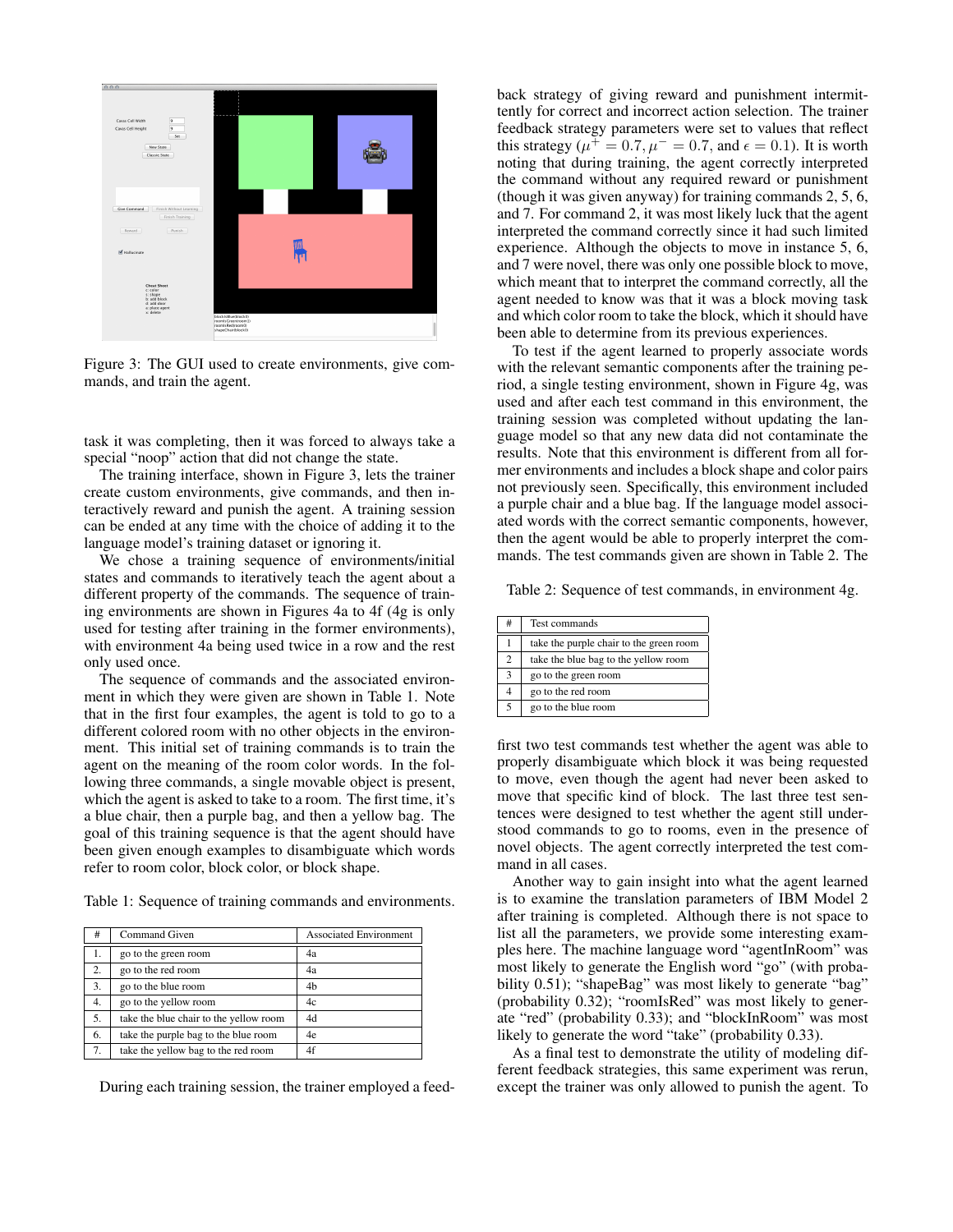Figure 3: The GUI used to create environments, give commands, and train the agent.

task it was completing, then it was forced to always take a special "noop" action that did not change the state.

The training interface, shown in Figure 3, lets the trainer create custom environments, give commands, and then interactively reward and punish the agent. A training session can be ended at any time with the choice of adding it to the language model's training dataset or ignoring it.

We chose a training sequence of environments/initial states and commands to iteratively teach the agent about a different property of the commands. The sequence of training environments are shown in Figures 4a to 4f (4g is only used for testing after training in the former environments), with environment 4a being used twice in a row and the rest only used once.

The sequence of commands and the associated environment in which they were given are shown in Table 1. Note that in the first four examples, the agent is told to go to a different colored room with no other objects in the environment. This initial set of training commands is to train the agent on the meaning of the room color words. In the following three commands, a single movable object is present, which the agent is asked to take to a room. The first time, it's a blue chair, then a purple bag, and then a yellow bag. The goal of this training sequence is that the agent should have been given enough examples to disambiguate which words refer to room color, block color, or block shape.

Table 1: Sequence of training commands and environments.

| # | Command Given | Associated Environment |
|---|---|---|
| 1. | go to the green room | 4a |
| 2. | go to the red room | 4a |
| 3. | go to the blue room | 4b |
| 4. | go to the yellow room | 4c |
| 5. | take the blue chair to the yellow room | 4d |
| 6. | take the purple bag to the blue room | 4e |
| 7. | take the yellow bag to the red room | 4f |

During each training session, the trainer employed a feedback strategy of giving reward and punishment intermittently for correct and incorrect action selection. The trainer feedback strategy parameters were set to values that reflect this strategy ($\mu^+ = 0.7, \mu^- = 0.7$, and $\epsilon = 0.1$). It is worth noting that during training, the agent correctly interpreted the command without any required reward or punishment (though it was given anyway) for training commands 2, 5, 6, and 7. For command 2, it was most likely luck that the agent interpreted the command correctly since it had such limited experience. Although the objects to move in instance 5, 6, and 7 were novel, there was only one possible block to move, which meant that to interpret the command correctly, all the agent needed to know was that it was a block moving task and which color room to take the block, which it should have been able to determine from its previous experiences.

To test if the agent learned to properly associate words with the relevant semantic components after the training period, a single testing environment, shown in Figure 4g, was used and after each test command in this environment, the training session was completed without updating the language model so that any new data did not contaminate the results. Note that this environment is different from all former environments and includes a block shape and color pairs not previously seen. Specifically, this environment included a purple chair and a blue bag. If the language model associated words with the correct semantic components, however, then the agent would be able to properly interpret the commands. The test commands given are shown in Table 2. The first two test commands test whether the agent was able to properly disambiguate which block it was being requested to move, even though the agent had never been asked to move that specific kind of block. The last three test sentences were designed to test whether the agent still understood commands to go to rooms, even in the presence of novel objects. The agent correctly interpreted the test command in all cases.

Table 2: Sequence of test commands, in environment 4g.

| # | Test commands |
|---|---|
| 1 | take the purple chair to the green room |
| 2 | take the blue bag to the yellow room |
| 3 | go to the green room |
| 4 | go to the red room |
| 5 | go to the blue room |

Another way to gain insight into what the agent learned is to examine the translation parameters of IBM Model 2 after training is completed. Although there is not space to list all the parameters, we provide some interesting examples here. The machine language word "agentInRoom" was most likely to generate the English word "go" (with probability 0.51); "shapeBag" was most likely to generate "bag" (probability 0.32); "roomIsRed" was most likely to generate "red" (probability 0.33); and "blockInRoom" was most likely to generate the word "take" (probability 0.33).

As a final test to demonstrate the utility of modeling different feedback strategies, this same experiment was rerun, except the trainer was only allowed to punish the agent. To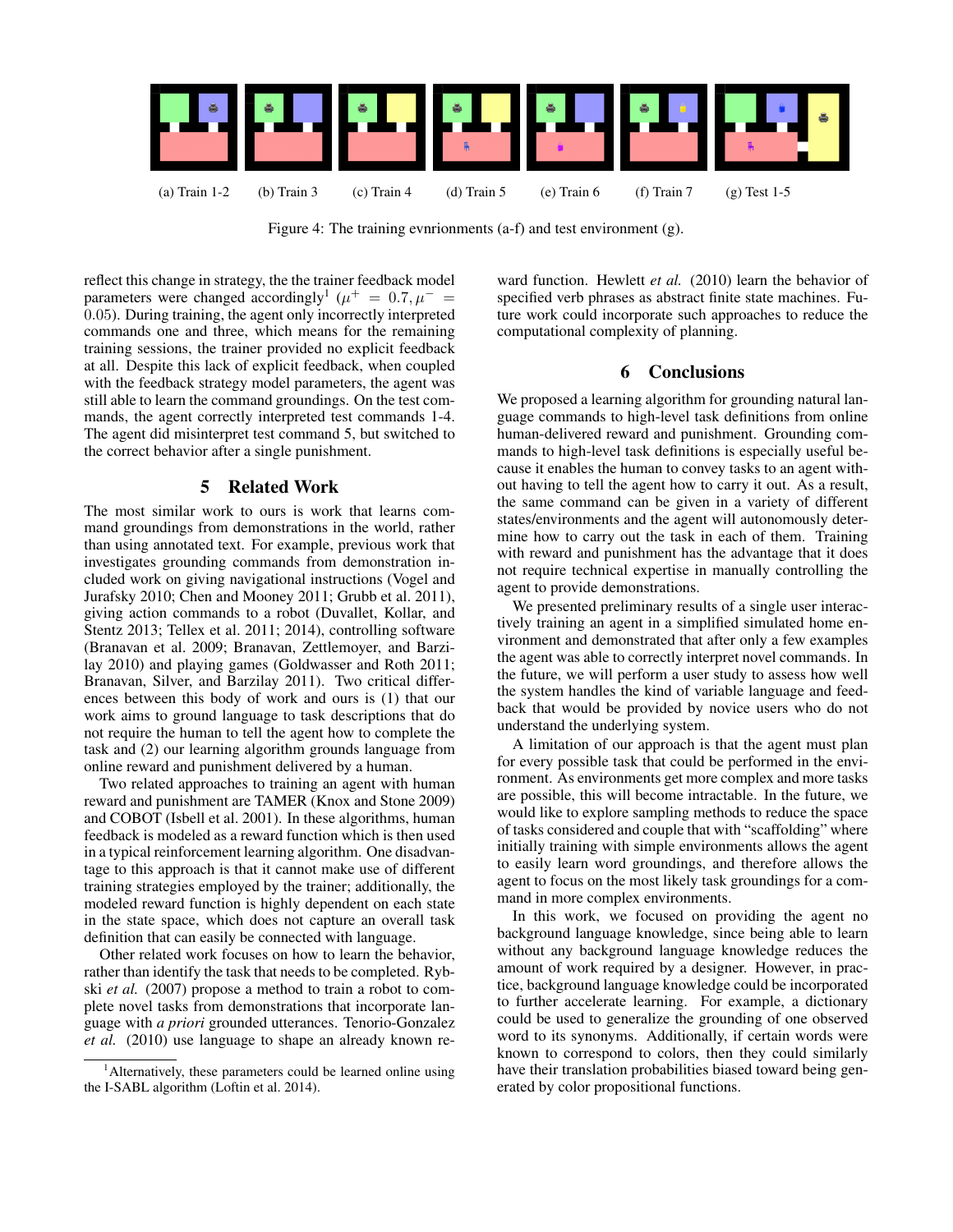(a) Train 1-2 (b) Train 3 (c) Train 4 (d) Train 5 (e) Train 6 (f) Train 7 (g) Test 1-5

Figure 4: The training evnrionments (a-f) and test environment (g).

reflect this change in strategy, the the trainer feedback model parameters were changed accordingly[1] ($\mu^+ = 0.7, \mu^- = 0.05$). During training, the agent only incorrectly interpreted commands one and three, which means for the remaining training sessions, the trainer provided no explicit feedback at all. Despite this lack of explicit feedback, when coupled with the feedback strategy model parameters, the agent was still able to learn the command groundings. On the test commands, the agent correctly interpreted test commands 1-4. The agent did misinterpret test command 5, but switched to the correct behavior after a single punishment.

## 5 Related Work

The most similar work to ours is work that learns command groundings from demonstrations in the world, rather than using annotated text. For example, previous work that investigates grounding commands from demonstration included work on giving navigational instructions (Vogel and Jurafsky 2010; Chen and Mooney 2011; Grubb et al. 2011), giving action commands to a robot (Duvallet, Kollar, and Stentz 2013; Tellex et al. 2011; 2014), controlling software (Branavan et al. 2009; Branavan, Zettlemoyer, and Barzilay 2010) and playing games (Goldwasser and Roth 2011; Branavan, Silver, and Barzilay 2011). Two critical differences between this body of work and ours is (1) that our work aims to ground language to task descriptions that do not require the human to tell the agent how to complete the task and (2) our learning algorithm grounds language from online reward and punishment delivered by a human.

Two related approaches to training an agent with human reward and punishment are TAMER (Knox and Stone 2009) and COBOT (Isbell et al. 2001). In these algorithms, human feedback is modeled as a reward function which is then used in a typical reinforcement learning algorithm. One disadvantage to this approach is that it cannot make use of different training strategies employed by the trainer; additionally, the modeled reward function is highly dependent on each state in the state space, which does not capture an overall task definition that can easily be connected with language.

Other related work focuses on how to learn the behavior, rather than identify the task that needs to be completed. Rybski *et al.* (2007) propose a method to train a robot to complete novel tasks from demonstrations that incorporate language with *a priori* grounded utterances. Tenorio-Gonzalez *et al.* (2010) use language to shape an already known reward function. Hewlett *et al.* (2010) learn the behavior of specified verb phrases as abstract finite state machines. Future work could incorporate such approaches to reduce the computational complexity of planning.

## 6 Conclusions

We proposed a learning algorithm for grounding natural language commands to high-level task definitions from online human-delivered reward and punishment. Grounding commands to high-level task definitions is especially useful because it enables the human to convey tasks to an agent without having to tell the agent how to carry it out. As a result, the same command can be given in a variety of different states/environments and the agent will autonomously determine how to carry out the task in each of them. Training with reward and punishment has the advantage that it does not require technical expertise in manually controlling the agent to provide demonstrations.

We presented preliminary results of a single user interactively training an agent in a simplified simulated home environment and demonstrated that after only a few examples the agent was able to correctly interpret novel commands. In the future, we will perform a user study to assess how well the system handles the kind of variable language and feedback that would be provided by novice users who do not understand the underlying system.

A limitation of our approach is that the agent must plan for every possible task that could be performed in the environment. As environments get more complex and more tasks are possible, this will become intractable. In the future, we would like to explore sampling methods to reduce the space of tasks considered and couple that with "scaffolding" where initially training with simple environments allows the agent to easily learn word groundings, and therefore allows the agent to focus on the most likely task groundings for a command in more complex environments.

In this work, we focused on providing the agent no background language knowledge, since being able to learn without any background language knowledge reduces the amount of work required by a designer. However, in practice, background language knowledge could be incorporated to further accelerate learning. For example, a dictionary could be used to generalize the grounding of one observed word to its synonyms. Additionally, if certain words were known to correspond to colors, then they could similarly have their translation probabilities biased toward being generated by color propositional functions.

[1] Alternatively, these parameters could be learned online using the I-SABL algorithm (Loftin et al. 2014).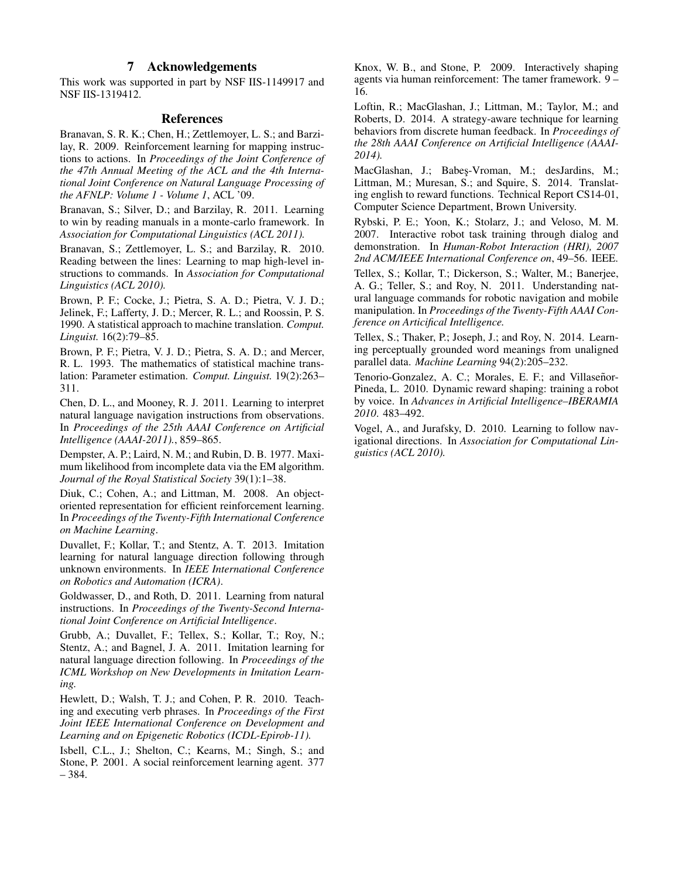## 7 Acknowledgements

This work was supported in part by NSF IIS-1149917 and NSF IIS-1319412.

## References

Branavan, S. R. K.; Chen, H.; Zettlemoyer, L. S.; and Barzilay, R. 2009. Reinforcement learning for mapping instructions to actions. In *Proceedings of the Joint Conference of the 47th Annual Meeting of the ACL and the 4th International Joint Conference on Natural Language Processing of the AFNLP: Volume 1 - Volume 1*, ACL '09.

Branavan, S.; Silver, D.; and Barzilay, R. 2011. Learning to win by reading manuals in a monte-carlo framework. In *Association for Computational Linguistics (ACL 2011).*

Branavan, S.; Zettlemoyer, L. S.; and Barzilay, R. 2010. Reading between the lines: Learning to map high-level instructions to commands. In *Association for Computational Linguistics (ACL 2010).*

Brown, P. F.; Cocke, J.; Pietra, S. A. D.; Pietra, V. J. D.; Jelinek, F.; Lafferty, J. D.; Mercer, R. L.; and Roossin, P. S. 1990. A statistical approach to machine translation. *Comput. Linguist.* 16(2):79–85.

Brown, P. F.; Pietra, V. J. D.; Pietra, S. A. D.; and Mercer, R. L. 1993. The mathematics of statistical machine translation: Parameter estimation. *Comput. Linguist.* 19(2):263–311.

Chen, D. L., and Mooney, R. J. 2011. Learning to interpret natural language navigation instructions from observations. In *Proceedings of the 25th AAAI Conference on Artificial Intelligence (AAAI-2011).*, 859–865.

Dempster, A. P.; Laird, N. M.; and Rubin, D. B. 1977. Maximum likelihood from incomplete data via the EM algorithm. *Journal of the Royal Statistical Society* 39(1):1–38.

Diuk, C.; Cohen, A.; and Littman, M. 2008. An object-oriented representation for efficient reinforcement learning. In *Proceedings of the Twenty-Fifth International Conference on Machine Learning*.

Duvallet, F.; Kollar, T.; and Stentz, A. T. 2013. Imitation learning for natural language direction following through unknown environments. In *IEEE International Conference on Robotics and Automation (ICRA)*.

Goldwasser, D., and Roth, D. 2011. Learning from natural instructions. In *Proceedings of the Twenty-Second International Joint Conference on Artificial Intelligence*.

Grubb, A.; Duvallet, F.; Tellex, S.; Kollar, T.; Roy, N.; Stentz, A.; and Bagnel, J. A. 2011. Imitation learning for natural language direction following. In *Proceedings of the ICML Workshop on New Developments in Imitation Learning.*

Hewlett, D.; Walsh, T. J.; and Cohen, P. R. 2010. Teaching and executing verb phrases. In *Proceedings of the First Joint IEEE International Conference on Development and Learning and on Epigenetic Robotics (ICDL-Epirob-11).*

Isbell, C.L., J.; Shelton, C.; Kearns, M.; Singh, S.; and Stone, P. 2001. A social reinforcement learning agent. 377 – 384.

Knox, W. B., and Stone, P. 2009. Interactively shaping agents via human reinforcement: The tamer framework. 9 – 16.

Loftin, R.; MacGlashan, J.; Littman, M.; Taylor, M.; and Roberts, D. 2014. A strategy-aware technique for learning behaviors from discrete human feedback. In *Proceedings of the 28th AAAI Conference on Artificial Intelligence (AAAI-2014).*

MacGlashan, J.; Babeş-Vroman, M.; desJardins, M.; Littman, M.; Muresan, S.; and Squire, S. 2014. Translating english to reward functions. Technical Report CS14-01, Computer Science Department, Brown University.

Rybski, P. E.; Yoon, K.; Stolarz, J.; and Veloso, M. M. 2007. Interactive robot task training through dialog and demonstration. In *Human-Robot Interaction (HRI), 2007 2nd ACM/IEEE International Conference on*, 49–56. IEEE.

Tellex, S.; Kollar, T.; Dickerson, S.; Walter, M.; Banerjee, A. G.; Teller, S.; and Roy, N. 2011. Understanding natural language commands for robotic navigation and mobile manipulation. In *Proceedings of the Twenty-Fifth AAAI Conference on Articifical Intelligence.*

Tellex, S.; Thaker, P.; Joseph, J.; and Roy, N. 2014. Learning perceptually grounded word meanings from unaligned parallel data. *Machine Learning* 94(2):205–232.

Tenorio-Gonzalez, A. C.; Morales, E. F.; and Villaseñor-Pineda, L. 2010. Dynamic reward shaping: training a robot by voice. In *Advances in Artificial Intelligence–IBERAMIA 2010*. 483–492.

Vogel, A., and Jurafsky, D. 2010. Learning to follow navigational directions. In *Association for Computational Linguistics (ACL 2010).*